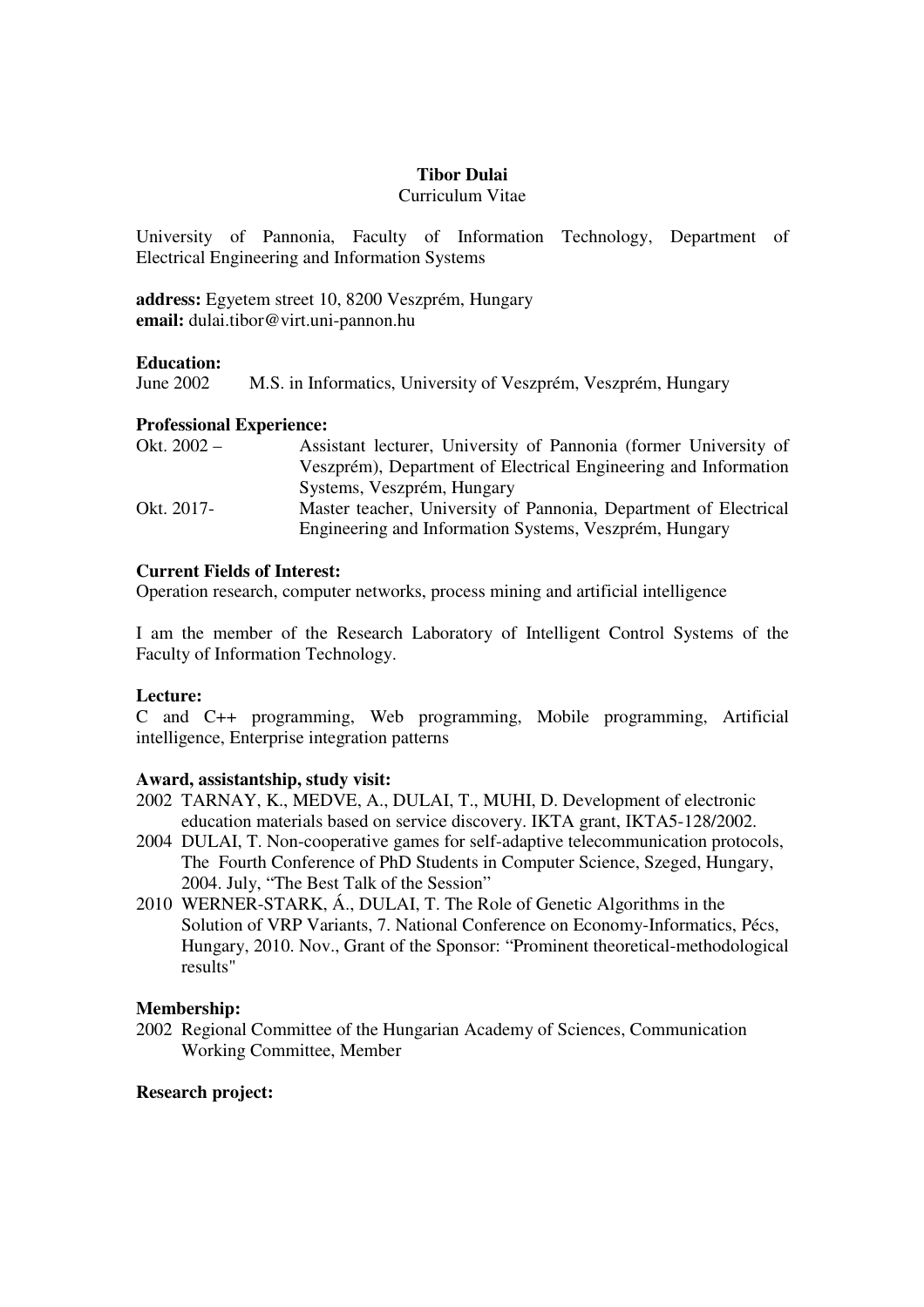**Tibor Dulai**

Curriculum Vitae

University of Pannonia, Faculty of Information Technology, Department of Electrical Engineering and Information Systems

**address:** Egyetem street 10, 8200 Veszprém, Hungary
**email:** dulai.tibor@virt.uni-pannon.hu

**Education:**

June 2002 M.S. in Informatics, University of Veszprém, Veszprém, Hungary

**Professional Experience:**

| | |
|---|---|
| Okt. 2002 – | Assistant lecturer, University of Pannonia (former University of Veszprém), Department of Electrical Engineering and Information Systems, Veszprém, Hungary |
| Okt. 2017- | Master teacher, University of Pannonia, Department of Electrical Engineering and Information Systems, Veszprém, Hungary |

**Current Fields of Interest:**

Operation research, computer networks, process mining and artificial intelligence

I am the member of the Research Laboratory of Intelligent Control Systems of the Faculty of Information Technology.

**Lecture:**

C and C++ programming, Web programming, Mobile programming, Artificial intelligence, Enterprise integration patterns

**Award, assistantship, study visit:**

- 2002 TARNAY, K., MEDVE, A., DULAI, T., MUHI, D. Development of electronic education materials based on service discovery. IKTA grant, IKTA5-128/2002.
- 2004 DULAI, T. Non-cooperative games for self-adaptive telecommunication protocols, The Fourth Conference of PhD Students in Computer Science, Szeged, Hungary, 2004. July, "The Best Talk of the Session"
- 2010 WERNER-STARK, Á., DULAI, T. The Role of Genetic Algorithms in the Solution of VRP Variants, 7. National Conference on Economy-Informatics, Pécs, Hungary, 2010. Nov., Grant of the Sponsor: "Prominent theoretical-methodological results"

**Membership:**

- 2002 Regional Committee of the Hungarian Academy of Sciences, Communication Working Committee, Member

**Research project:**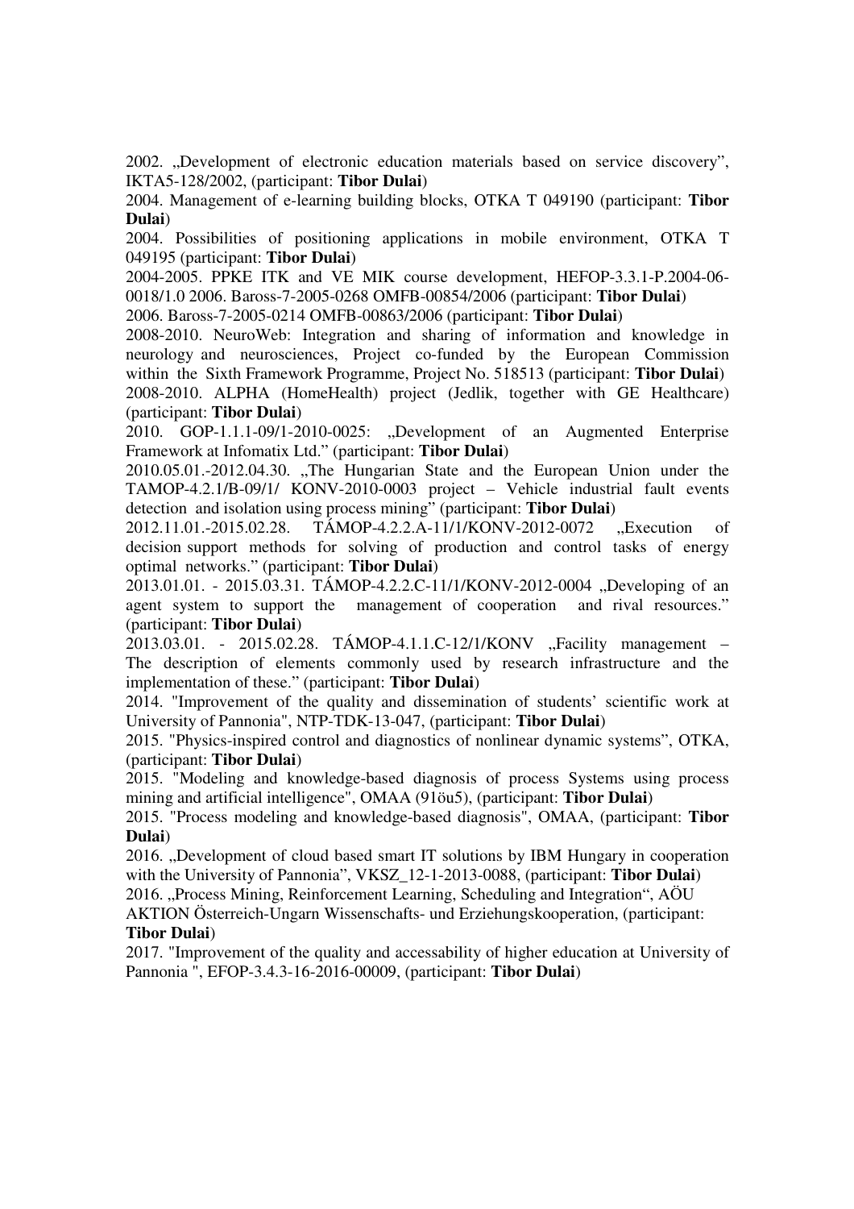2002. „Development of electronic education materials based on service discovery", IKTA5-128/2002, (participant: **Tibor Dulai**)

2004. Management of e-learning building blocks, OTKA T 049190 (participant: **Tibor Dulai**)

2004. Possibilities of positioning applications in mobile environment, OTKA T 049195 (participant: **Tibor Dulai**)

2004-2005. PPKE ITK and VE MIK course development, HEFOP-3.3.1-P.2004-06-0018/1.0 2006. Baross-7-2005-0268 OMFB-00854/2006 (participant: **Tibor Dulai**)

2006. Baross-7-2005-0214 OMFB-00863/2006 (participant: **Tibor Dulai**)

2008-2010. NeuroWeb: Integration and sharing of information and knowledge in neurology and neurosciences, Project co-funded by the European Commission within the Sixth Framework Programme, Project No. 518513 (participant: **Tibor Dulai**)

2008-2010. ALPHA (HomeHealth) project (Jedlik, together with GE Healthcare) (participant: **Tibor Dulai**)

2010. GOP-1.1.1-09/1-2010-0025: „Development of an Augmented Enterprise Framework at Infomatix Ltd." (participant: **Tibor Dulai**)

2010.05.01.-2012.04.30. „The Hungarian State and the European Union under the TAMOP-4.2.1/B-09/1/ KONV-2010-0003 project – Vehicle industrial fault events detection and isolation using process mining" (participant: **Tibor Dulai**)

2012.11.01.-2015.02.28. TÁMOP-4.2.2.A-11/1/KONV-2012-0072 „Execution of decision support methods for solving of production and control tasks of energy optimal networks." (participant: **Tibor Dulai**)

2013.01.01. - 2015.03.31. TÁMOP-4.2.2.C-11/1/KONV-2012-0004 „Developing of an agent system to support the management of cooperation and rival resources." (participant: **Tibor Dulai**)

2013.03.01. - 2015.02.28. TÁMOP-4.1.1.C-12/1/KONV „Facility management – The description of elements commonly used by research infrastructure and the implementation of these." (participant: **Tibor Dulai**)

2014. "Improvement of the quality and dissemination of students' scientific work at University of Pannonia", NTP-TDK-13-047, (participant: **Tibor Dulai**)

2015. "Physics-inspired control and diagnostics of nonlinear dynamic systems", OTKA, (participant: **Tibor Dulai**)

2015. "Modeling and knowledge-based diagnosis of process Systems using process mining and artificial intelligence", OMAA (91öu5), (participant: **Tibor Dulai**)

2015. "Process modeling and knowledge-based diagnosis", OMAA, (participant: **Tibor Dulai**)

2016. „Development of cloud based smart IT solutions by IBM Hungary in cooperation with the University of Pannonia", VKSZ_12-1-2013-0088, (participant: **Tibor Dulai**)

2016. „Process Mining, Reinforcement Learning, Scheduling and Integration", AÖU AKTION Österreich-Ungarn Wissenschafts- und Erziehungskooperation, (participant: **Tibor Dulai**)

2017. "Improvement of the quality and accessability of higher education at University of Pannonia ", EFOP-3.4.3-16-2016-00009, (participant: **Tibor Dulai**)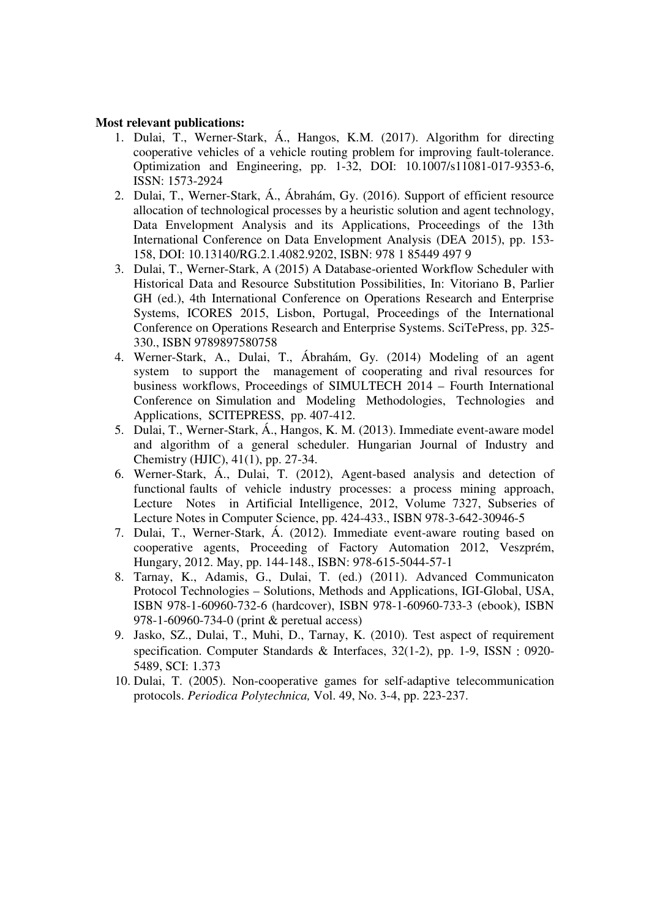**Most relevant publications:**

1. Dulai, T., Werner-Stark, Á., Hangos, K.M. (2017). Algorithm for directing cooperative vehicles of a vehicle routing problem for improving fault-tolerance. Optimization and Engineering, pp. 1-32, DOI: 10.1007/s11081-017-9353-6, ISSN: 1573-2924
2. Dulai, T., Werner-Stark, Á., Ábrahám, Gy. (2016). Support of efficient resource allocation of technological processes by a heuristic solution and agent technology, Data Envelopment Analysis and its Applications, Proceedings of the 13th International Conference on Data Envelopment Analysis (DEA 2015), pp. 153-158, DOI: 10.13140/RG.2.1.4082.9202, ISBN: 978 1 85449 497 9
3. Dulai, T., Werner-Stark, A (2015) A Database-oriented Workflow Scheduler with Historical Data and Resource Substitution Possibilities, In: Vitoriano B, Parlier GH (ed.), 4th International Conference on Operations Research and Enterprise Systems, ICORES 2015, Lisbon, Portugal, Proceedings of the International Conference on Operations Research and Enterprise Systems. SciTePress, pp. 325-330., ISBN 9789897580758
4. Werner-Stark, A., Dulai, T., Ábrahám, Gy. (2014) Modeling of an agent system to support the management of cooperating and rival resources for business workflows, Proceedings of SIMULTECH 2014 – Fourth International Conference on Simulation and Modeling Methodologies, Technologies and Applications, SCITEPRESS, pp. 407-412.
5. Dulai, T., Werner-Stark, Á., Hangos, K. M. (2013). Immediate event-aware model and algorithm of a general scheduler. Hungarian Journal of Industry and Chemistry (HJIC), 41(1), pp. 27-34.
6. Werner-Stark, Á., Dulai, T. (2012), Agent-based analysis and detection of functional faults of vehicle industry processes: a process mining approach, Lecture Notes in Artificial Intelligence, 2012, Volume 7327, Subseries of Lecture Notes in Computer Science, pp. 424-433., ISBN 978-3-642-30946-5
7. Dulai, T., Werner-Stark, Á. (2012). Immediate event-aware routing based on cooperative agents, Proceeding of Factory Automation 2012, Veszprém, Hungary, 2012. May, pp. 144-148., ISBN: 978-615-5044-57-1
8. Tarnay, K., Adamis, G., Dulai, T. (ed.) (2011). Advanced Communicaton Protocol Technologies – Solutions, Methods and Applications, IGI-Global, USA, ISBN 978-1-60960-732-6 (hardcover), ISBN 978-1-60960-733-3 (ebook), ISBN 978-1-60960-734-0 (print & peretual access)
9. Jasko, SZ., Dulai, T., Muhi, D., Tarnay, K. (2010). Test aspect of requirement specification. Computer Standards & Interfaces, 32(1-2), pp. 1-9, ISSN : 0920-5489, SCI: 1.373
10. Dulai, T. (2005). Non-cooperative games for self-adaptive telecommunication protocols. *Periodica Polytechnica,* Vol. 49, No. 3-4, pp. 223-237.